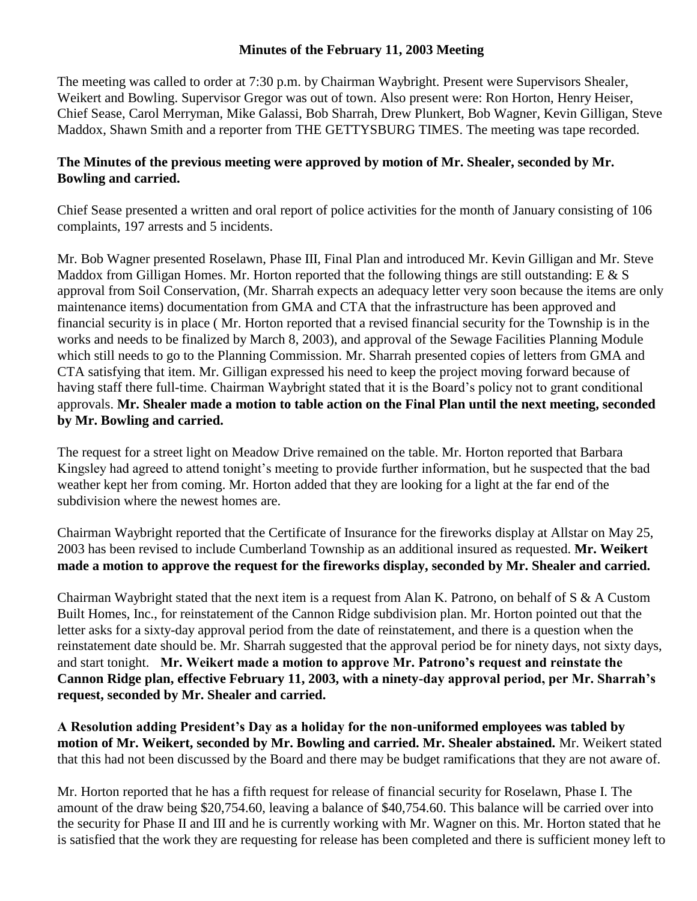**Minutes of the February 11, 2003 Meeting**

The meeting was called to order at 7:30 p.m. by Chairman Waybright. Present were Supervisors Shealer, Weikert and Bowling. Supervisor Gregor was out of town. Also present were: Ron Horton, Henry Heiser, Chief Sease, Carol Merryman, Mike Galassi, Bob Sharrah, Drew Plunkert, Bob Wagner, Kevin Gilligan, Steve Maddox, Shawn Smith and a reporter from THE GETTYSBURG TIMES. The meeting was tape recorded.

**The Minutes of the previous meeting were approved by motion of Mr. Shealer, seconded by Mr. Bowling and carried.**

Chief Sease presented a written and oral report of police activities for the month of January consisting of 106 complaints, 197 arrests and 5 incidents.

Mr. Bob Wagner presented Roselawn, Phase III, Final Plan and introduced Mr. Kevin Gilligan and Mr. Steve Maddox from Gilligan Homes. Mr. Horton reported that the following things are still outstanding: E & S approval from Soil Conservation, (Mr. Sharrah expects an adequacy letter very soon because the items are only maintenance items) documentation from GMA and CTA that the infrastructure has been approved and financial security is in place ( Mr. Horton reported that a revised financial security for the Township is in the works and needs to be finalized by March 8, 2003), and approval of the Sewage Facilities Planning Module which still needs to go to the Planning Commission. Mr. Sharrah presented copies of letters from GMA and CTA satisfying that item. Mr. Gilligan expressed his need to keep the project moving forward because of having staff there full-time. Chairman Waybright stated that it is the Board's policy not to grant conditional approvals. **Mr. Shealer made a motion to table action on the Final Plan until the next meeting, seconded by Mr. Bowling and carried.**

The request for a street light on Meadow Drive remained on the table. Mr. Horton reported that Barbara Kingsley had agreed to attend tonight's meeting to provide further information, but he suspected that the bad weather kept her from coming. Mr. Horton added that they are looking for a light at the far end of the subdivision where the newest homes are.

Chairman Waybright reported that the Certificate of Insurance for the fireworks display at Allstar on May 25, 2003 has been revised to include Cumberland Township as an additional insured as requested. **Mr. Weikert made a motion to approve the request for the fireworks display, seconded by Mr. Shealer and carried.**

Chairman Waybright stated that the next item is a request from Alan K. Patrono, on behalf of S & A Custom Built Homes, Inc., for reinstatement of the Cannon Ridge subdivision plan. Mr. Horton pointed out that the letter asks for a sixty-day approval period from the date of reinstatement, and there is a question when the reinstatement date should be. Mr. Sharrah suggested that the approval period be for ninety days, not sixty days, and start tonight. **Mr. Weikert made a motion to approve Mr. Patrono's request and reinstate the Cannon Ridge plan, effective February 11, 2003, with a ninety-day approval period, per Mr. Sharrah's request, seconded by Mr. Shealer and carried.**

**A Resolution adding President's Day as a holiday for the non-uniformed employees was tabled by motion of Mr. Weikert, seconded by Mr. Bowling and carried. Mr. Shealer abstained.** Mr. Weikert stated that this had not been discussed by the Board and there may be budget ramifications that they are not aware of.

Mr. Horton reported that he has a fifth request for release of financial security for Roselawn, Phase I. The amount of the draw being $20,754.60, leaving a balance of $40,754.60. This balance will be carried over into the security for Phase II and III and he is currently working with Mr. Wagner on this. Mr. Horton stated that he is satisfied that the work they are requesting for release has been completed and there is sufficient money left to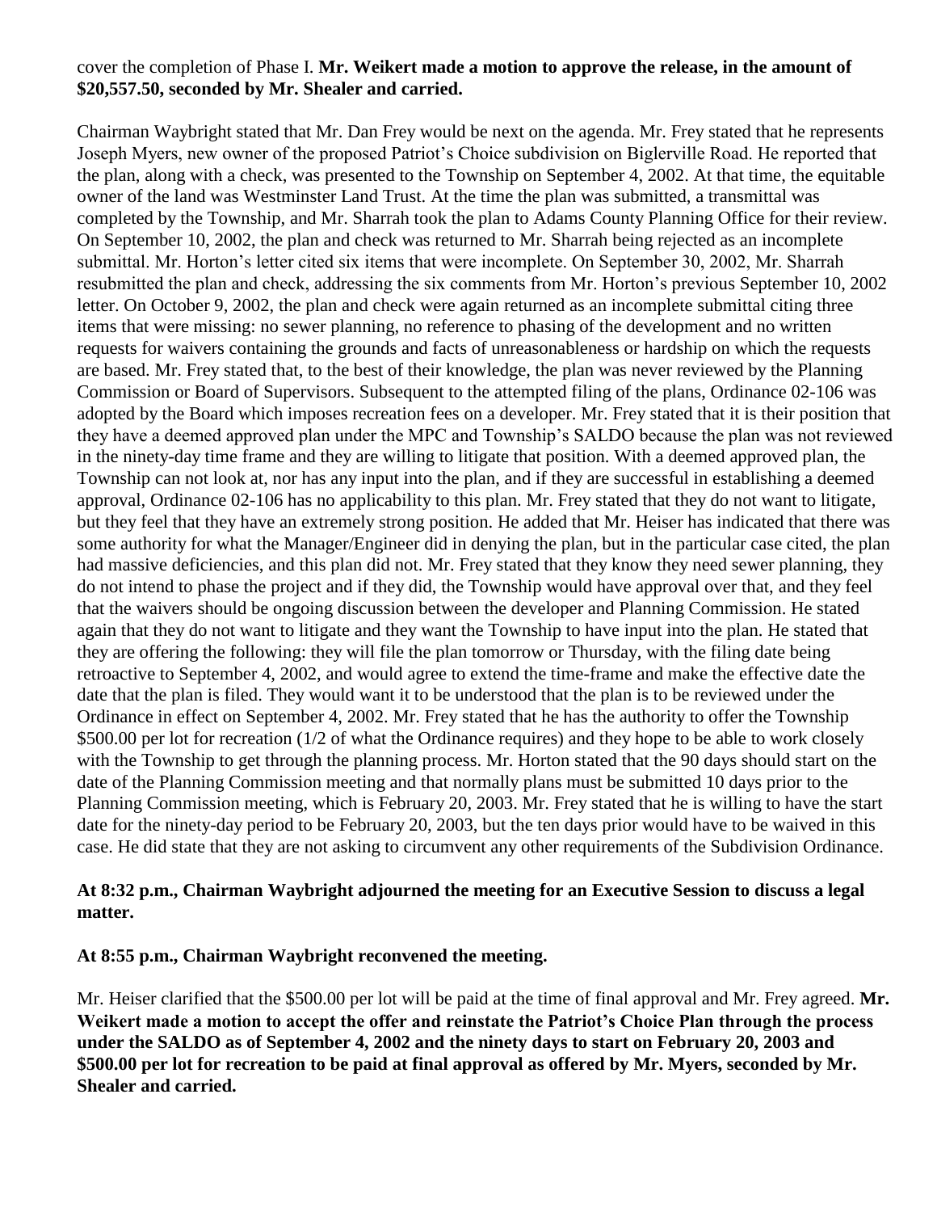cover the completion of Phase I. **Mr. Weikert made a motion to approve the release, in the amount of $20,557.50, seconded by Mr. Shealer and carried.**

Chairman Waybright stated that Mr. Dan Frey would be next on the agenda. Mr. Frey stated that he represents Joseph Myers, new owner of the proposed Patriot's Choice subdivision on Biglerville Road. He reported that the plan, along with a check, was presented to the Township on September 4, 2002. At that time, the equitable owner of the land was Westminster Land Trust. At the time the plan was submitted, a transmittal was completed by the Township, and Mr. Sharrah took the plan to Adams County Planning Office for their review. On September 10, 2002, the plan and check was returned to Mr. Sharrah being rejected as an incomplete submittal. Mr. Horton's letter cited six items that were incomplete. On September 30, 2002, Mr. Sharrah resubmitted the plan and check, addressing the six comments from Mr. Horton's previous September 10, 2002 letter. On October 9, 2002, the plan and check were again returned as an incomplete submittal citing three items that were missing: no sewer planning, no reference to phasing of the development and no written requests for waivers containing the grounds and facts of unreasonableness or hardship on which the requests are based. Mr. Frey stated that, to the best of their knowledge, the plan was never reviewed by the Planning Commission or Board of Supervisors. Subsequent to the attempted filing of the plans, Ordinance 02-106 was adopted by the Board which imposes recreation fees on a developer. Mr. Frey stated that it is their position that they have a deemed approved plan under the MPC and Township's SALDO because the plan was not reviewed in the ninety-day time frame and they are willing to litigate that position. With a deemed approved plan, the Township can not look at, nor has any input into the plan, and if they are successful in establishing a deemed approval, Ordinance 02-106 has no applicability to this plan. Mr. Frey stated that they do not want to litigate, but they feel that they have an extremely strong position. He added that Mr. Heiser has indicated that there was some authority for what the Manager/Engineer did in denying the plan, but in the particular case cited, the plan had massive deficiencies, and this plan did not. Mr. Frey stated that they know they need sewer planning, they do not intend to phase the project and if they did, the Township would have approval over that, and they feel that the waivers should be ongoing discussion between the developer and Planning Commission. He stated again that they do not want to litigate and they want the Township to have input into the plan. He stated that they are offering the following: they will file the plan tomorrow or Thursday, with the filing date being retroactive to September 4, 2002, and would agree to extend the time-frame and make the effective date the date that the plan is filed. They would want it to be understood that the plan is to be reviewed under the Ordinance in effect on September 4, 2002. Mr. Frey stated that he has the authority to offer the Township $500.00 per lot for recreation (1/2 of what the Ordinance requires) and they hope to be able to work closely with the Township to get through the planning process. Mr. Horton stated that the 90 days should start on the date of the Planning Commission meeting and that normally plans must be submitted 10 days prior to the Planning Commission meeting, which is February 20, 2003. Mr. Frey stated that he is willing to have the start date for the ninety-day period to be February 20, 2003, but the ten days prior would have to be waived in this case. He did state that they are not asking to circumvent any other requirements of the Subdivision Ordinance.

**At 8:32 p.m., Chairman Waybright adjourned the meeting for an Executive Session to discuss a legal matter.**

**At 8:55 p.m., Chairman Waybright reconvened the meeting.**

Mr. Heiser clarified that the $500.00 per lot will be paid at the time of final approval and Mr. Frey agreed. **Mr. Weikert made a motion to accept the offer and reinstate the Patriot's Choice Plan through the process under the SALDO as of September 4, 2002 and the ninety days to start on February 20, 2003 and $500.00 per lot for recreation to be paid at final approval as offered by Mr. Myers, seconded by Mr. Shealer and carried.**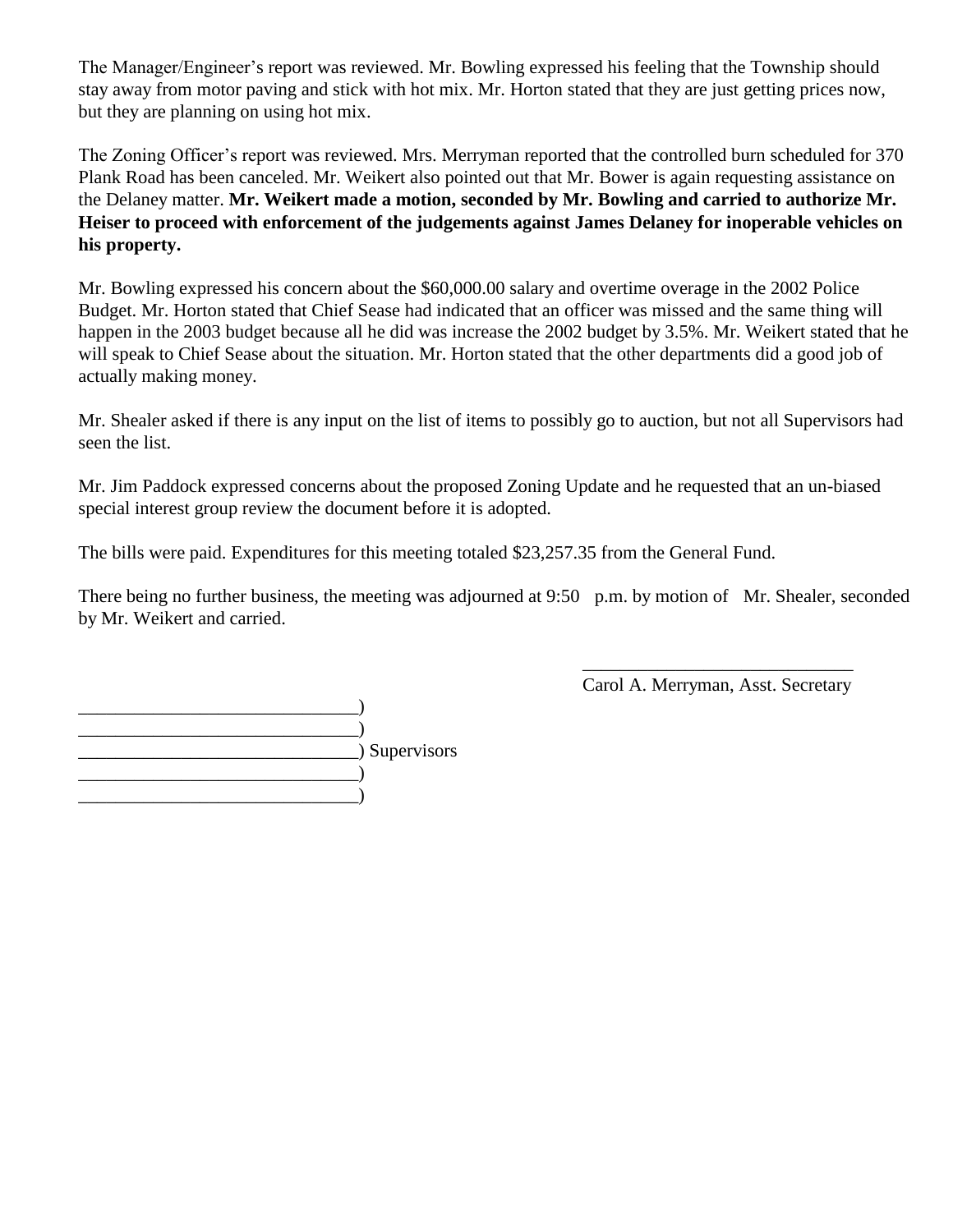The Manager/Engineer's report was reviewed. Mr. Bowling expressed his feeling that the Township should stay away from motor paving and stick with hot mix. Mr. Horton stated that they are just getting prices now, but they are planning on using hot mix.

The Zoning Officer's report was reviewed. Mrs. Merryman reported that the controlled burn scheduled for 370 Plank Road has been canceled. Mr. Weikert also pointed out that Mr. Bower is again requesting assistance on the Delaney matter. **Mr. Weikert made a motion, seconded by Mr. Bowling and carried to authorize Mr. Heiser to proceed with enforcement of the judgements against James Delaney for inoperable vehicles on his property.**

Mr. Bowling expressed his concern about the $60,000.00 salary and overtime overage in the 2002 Police Budget. Mr. Horton stated that Chief Sease had indicated that an officer was missed and the same thing will happen in the 2003 budget because all he did was increase the 2002 budget by 3.5%. Mr. Weikert stated that he will speak to Chief Sease about the situation. Mr. Horton stated that the other departments did a good job of actually making money.

Mr. Shealer asked if there is any input on the list of items to possibly go to auction, but not all Supervisors had seen the list.

Mr. Jim Paddock expressed concerns about the proposed Zoning Update and he requested that an un-biased special interest group review the document before it is adopted.

The bills were paid. Expenditures for this meeting totaled $23,257.35 from the General Fund.

There being no further business, the meeting was adjourned at 9:50 p.m. by motion of Mr. Shealer, seconded by Mr. Weikert and carried.

\_\_\_\_\_\_\_\_\_\_\_\_\_\_\_\_\_\_\_\_\_\_\_\_\_\_\_\_\_\_
Carol A. Merryman, Asst. Secretary

\_\_\_\_\_\_\_\_\_\_\_\_\_\_\_\_\_\_\_\_\_\_\_\_\_\_\_\_\_\_)
\_\_\_\_\_\_\_\_\_\_\_\_\_\_\_\_\_\_\_\_\_\_\_\_\_\_\_\_\_\_)
\_\_\_\_\_\_\_\_\_\_\_\_\_\_\_\_\_\_\_\_\_\_\_\_\_\_\_\_\_\_) Supervisors
\_\_\_\_\_\_\_\_\_\_\_\_\_\_\_\_\_\_\_\_\_\_\_\_\_\_\_\_\_\_)
\_\_\_\_\_\_\_\_\_\_\_\_\_\_\_\_\_\_\_\_\_\_\_\_\_\_\_\_\_\_)